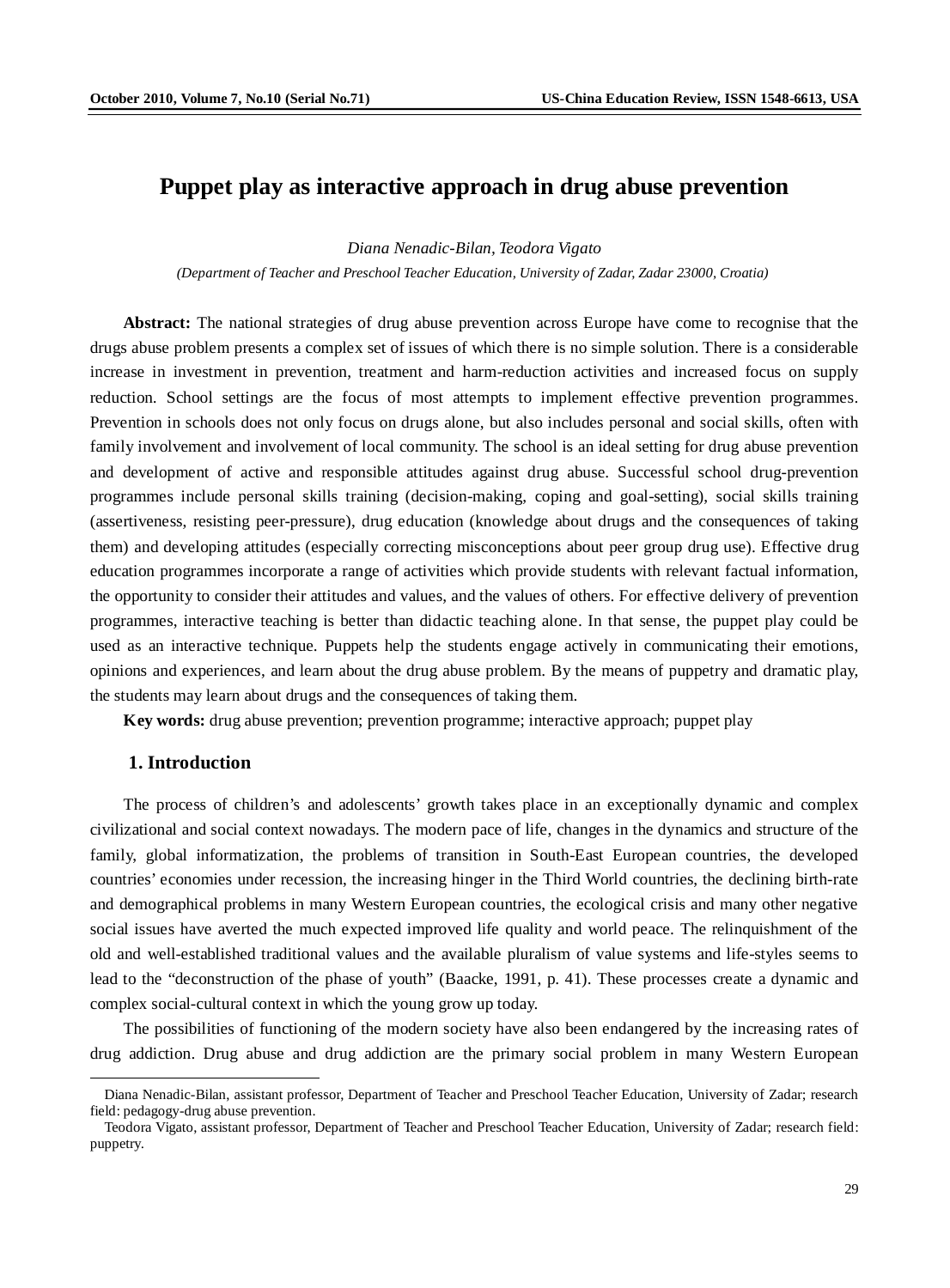# Puppet play as interactive approach in drug abuse prevention

*Diana Nenadic-Bilan, Teodora Vigato*

*(Department of Teacher and Preschool Teacher Education, University of Zadar, Zadar 23000, Croatia)*

**Abstract:** The national strategies of drug abuse prevention across Europe have come to recognise that the drugs abuse problem presents a complex set of issues of which there is no simple solution. There is a considerable increase in investment in prevention, treatment and harm-reduction activities and increased focus on supply reduction. School settings are the focus of most attempts to implement effective prevention programmes. Prevention in schools does not only focus on drugs alone, but also includes personal and social skills, often with family involvement and involvement of local community. The school is an ideal setting for drug abuse prevention and development of active and responsible attitudes against drug abuse. Successful school drug-prevention programmes include personal skills training (decision-making, coping and goal-setting), social skills training (assertiveness, resisting peer-pressure), drug education (knowledge about drugs and the consequences of taking them) and developing attitudes (especially correcting misconceptions about peer group drug use). Effective drug education programmes incorporate a range of activities which provide students with relevant factual information, the opportunity to consider their attitudes and values, and the values of others. For effective delivery of prevention programmes, interactive teaching is better than didactic teaching alone. In that sense, the puppet play could be used as an interactive technique. Puppets help the students engage actively in communicating their emotions, opinions and experiences, and learn about the drug abuse problem. By the means of puppetry and dramatic play, the students may learn about drugs and the consequences of taking them.

**Key words:** drug abuse prevention; prevention programme; interactive approach; puppet play

## 1. Introduction

The process of children's and adolescents' growth takes place in an exceptionally dynamic and complex civilizational and social context nowadays. The modern pace of life, changes in the dynamics and structure of the family, global informatization, the problems of transition in South-East European countries, the developed countries' economies under recession, the increasing hinger in the Third World countries, the declining birth-rate and demographical problems in many Western European countries, the ecological crisis and many other negative social issues have averted the much expected improved life quality and world peace. The relinquishment of the old and well-established traditional values and the available pluralism of value systems and life-styles seems to lead to the "deconstruction of the phase of youth" (Baacke, 1991, p. 41). These processes create a dynamic and complex social-cultural context in which the young grow up today.

The possibilities of functioning of the modern society have also been endangered by the increasing rates of drug addiction. Drug abuse and drug addiction are the primary social problem in many Western European

---

Diana Nenadic-Bilan, assistant professor, Department of Teacher and Preschool Teacher Education, University of Zadar; research field: pedagogy-drug abuse prevention.

Teodora Vigato, assistant professor, Department of Teacher and Preschool Teacher Education, University of Zadar; research field: puppetry.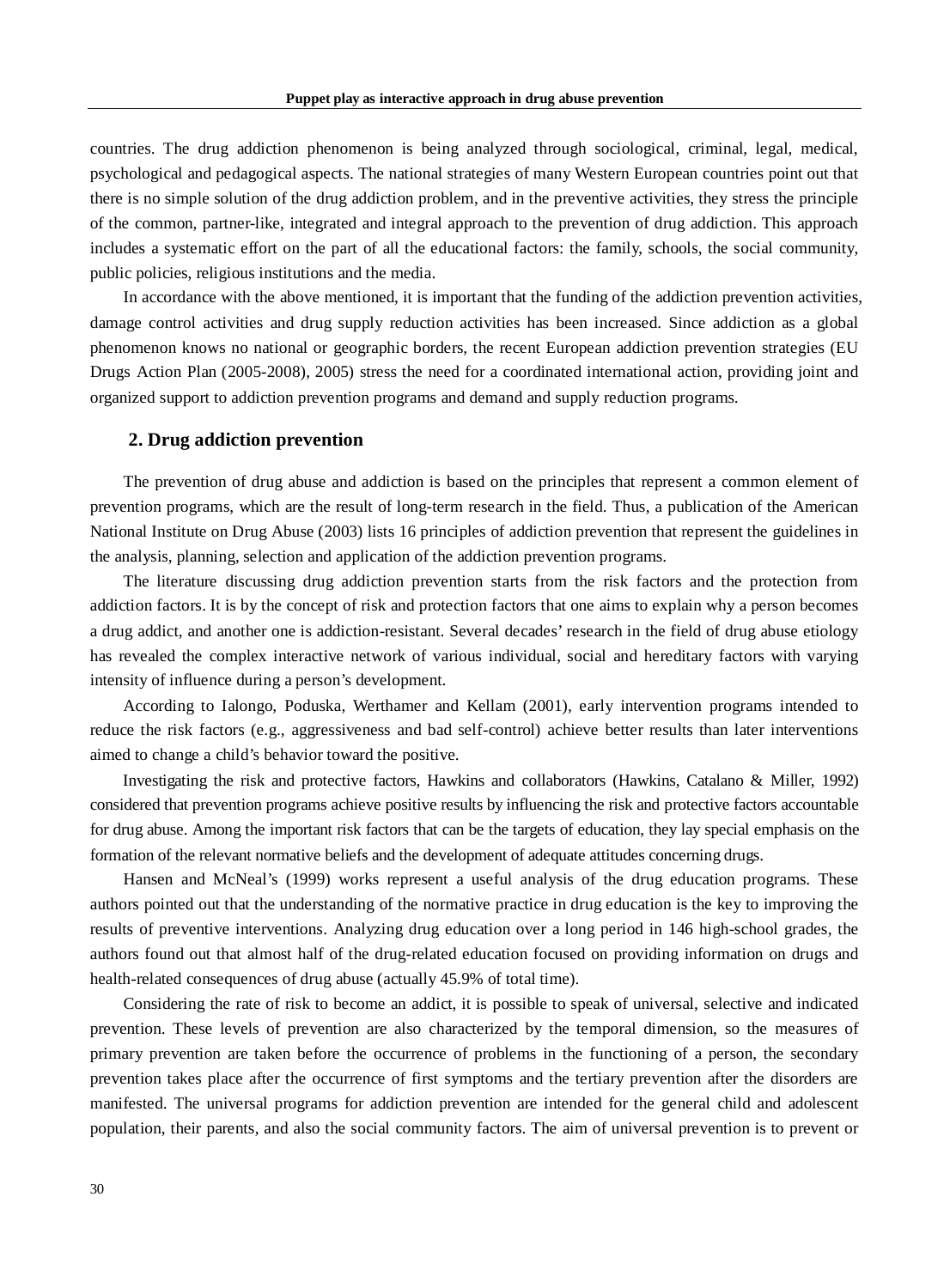countries. The drug addiction phenomenon is being analyzed through sociological, criminal, legal, medical, psychological and pedagogical aspects. The national strategies of many Western European countries point out that there is no simple solution of the drug addiction problem, and in the preventive activities, they stress the principle of the common, partner-like, integrated and integral approach to the prevention of drug addiction. This approach includes a systematic effort on the part of all the educational factors: the family, schools, the social community, public policies, religious institutions and the media.

In accordance with the above mentioned, it is important that the funding of the addiction prevention activities, damage control activities and drug supply reduction activities has been increased. Since addiction as a global phenomenon knows no national or geographic borders, the recent European addiction prevention strategies (EU Drugs Action Plan (2005-2008), 2005) stress the need for a coordinated international action, providing joint and organized support to addiction prevention programs and demand and supply reduction programs.

## 2. Drug addiction prevention

The prevention of drug abuse and addiction is based on the principles that represent a common element of prevention programs, which are the result of long-term research in the field. Thus, a publication of the American National Institute on Drug Abuse (2003) lists 16 principles of addiction prevention that represent the guidelines in the analysis, planning, selection and application of the addiction prevention programs.

The literature discussing drug addiction prevention starts from the risk factors and the protection from addiction factors. It is by the concept of risk and protection factors that one aims to explain why a person becomes a drug addict, and another one is addiction-resistant. Several decades' research in the field of drug abuse etiology has revealed the complex interactive network of various individual, social and hereditary factors with varying intensity of influence during a person's development.

According to Ialongo, Poduska, Werthamer and Kellam (2001), early intervention programs intended to reduce the risk factors (e.g., aggressiveness and bad self-control) achieve better results than later interventions aimed to change a child's behavior toward the positive.

Investigating the risk and protective factors, Hawkins and collaborators (Hawkins, Catalano & Miller, 1992) considered that prevention programs achieve positive results by influencing the risk and protective factors accountable for drug abuse. Among the important risk factors that can be the targets of education, they lay special emphasis on the formation of the relevant normative beliefs and the development of adequate attitudes concerning drugs.

Hansen and McNeal's (1999) works represent a useful analysis of the drug education programs. These authors pointed out that the understanding of the normative practice in drug education is the key to improving the results of preventive interventions. Analyzing drug education over a long period in 146 high-school grades, the authors found out that almost half of the drug-related education focused on providing information on drugs and health-related consequences of drug abuse (actually 45.9% of total time).

Considering the rate of risk to become an addict, it is possible to speak of universal, selective and indicated prevention. These levels of prevention are also characterized by the temporal dimension, so the measures of primary prevention are taken before the occurrence of problems in the functioning of a person, the secondary prevention takes place after the occurrence of first symptoms and the tertiary prevention after the disorders are manifested. The universal programs for addiction prevention are intended for the general child and adolescent population, their parents, and also the social community factors. The aim of universal prevention is to prevent or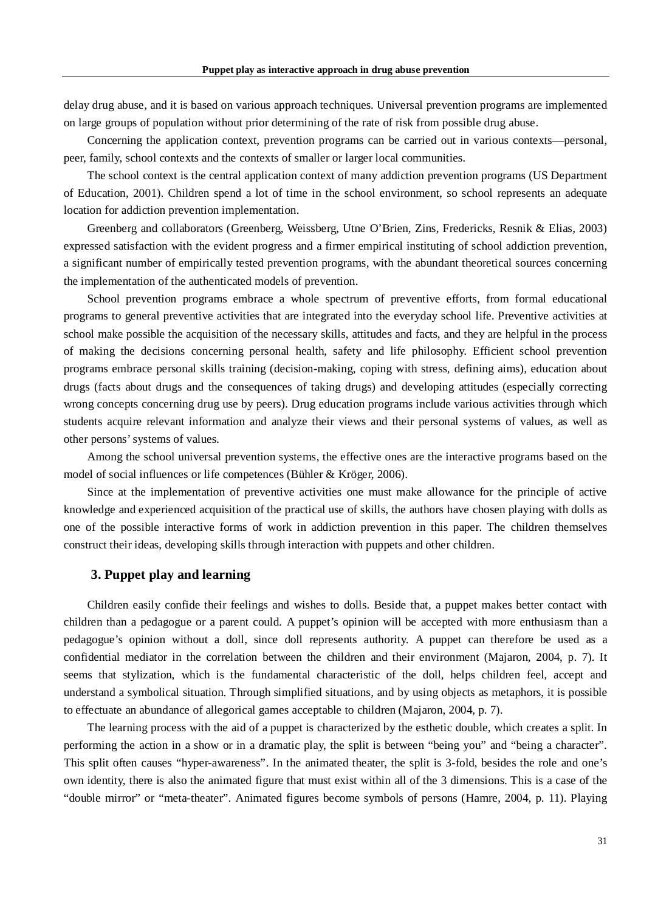delay drug abuse, and it is based on various approach techniques. Universal prevention programs are implemented on large groups of population without prior determining of the rate of risk from possible drug abuse.

Concerning the application context, prevention programs can be carried out in various contexts—personal, peer, family, school contexts and the contexts of smaller or larger local communities.

The school context is the central application context of many addiction prevention programs (US Department of Education, 2001). Children spend a lot of time in the school environment, so school represents an adequate location for addiction prevention implementation.

Greenberg and collaborators (Greenberg, Weissberg, Utne O'Brien, Zins, Fredericks, Resnik & Elias, 2003) expressed satisfaction with the evident progress and a firmer empirical instituting of school addiction prevention, a significant number of empirically tested prevention programs, with the abundant theoretical sources concerning the implementation of the authenticated models of prevention.

School prevention programs embrace a whole spectrum of preventive efforts, from formal educational programs to general preventive activities that are integrated into the everyday school life. Preventive activities at school make possible the acquisition of the necessary skills, attitudes and facts, and they are helpful in the process of making the decisions concerning personal health, safety and life philosophy. Efficient school prevention programs embrace personal skills training (decision-making, coping with stress, defining aims), education about drugs (facts about drugs and the consequences of taking drugs) and developing attitudes (especially correcting wrong concepts concerning drug use by peers). Drug education programs include various activities through which students acquire relevant information and analyze their views and their personal systems of values, as well as other persons' systems of values.

Among the school universal prevention systems, the effective ones are the interactive programs based on the model of social influences or life competences (Bühler & Kröger, 2006).

Since at the implementation of preventive activities one must make allowance for the principle of active knowledge and experienced acquisition of the practical use of skills, the authors have chosen playing with dolls as one of the possible interactive forms of work in addiction prevention in this paper. The children themselves construct their ideas, developing skills through interaction with puppets and other children.

## 3. Puppet play and learning

Children easily confide their feelings and wishes to dolls. Beside that, a puppet makes better contact with children than a pedagogue or a parent could. A puppet's opinion will be accepted with more enthusiasm than a pedagogue's opinion without a doll, since doll represents authority. A puppet can therefore be used as a confidential mediator in the correlation between the children and their environment (Majaron, 2004, p. 7). It seems that stylization, which is the fundamental characteristic of the doll, helps children feel, accept and understand a symbolical situation. Through simplified situations, and by using objects as metaphors, it is possible to effectuate an abundance of allegorical games acceptable to children (Majaron, 2004, p. 7).

The learning process with the aid of a puppet is characterized by the esthetic double, which creates a split. In performing the action in a show or in a dramatic play, the split is between "being you" and "being a character". This split often causes "hyper-awareness". In the animated theater, the split is 3-fold, besides the role and one's own identity, there is also the animated figure that must exist within all of the 3 dimensions. This is a case of the "double mirror" or "meta-theater". Animated figures become symbols of persons (Hamre, 2004, p. 11). Playing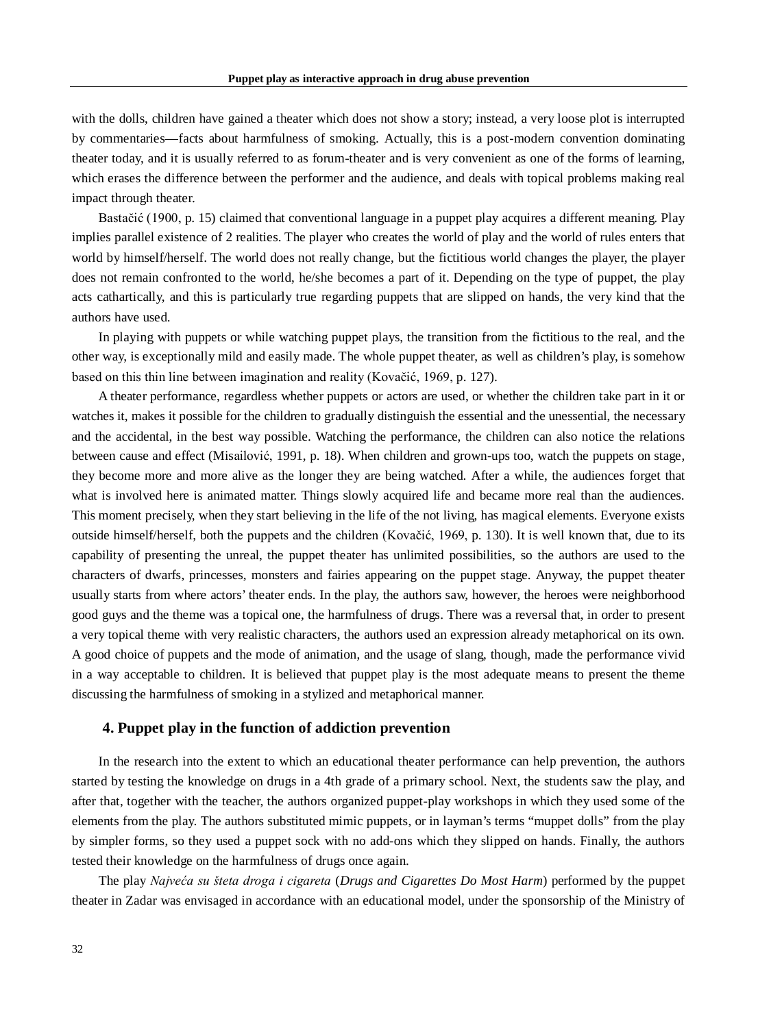with the dolls, children have gained a theater which does not show a story; instead, a very loose plot is interrupted by commentaries—facts about harmfulness of smoking. Actually, this is a post-modern convention dominating theater today, and it is usually referred to as forum-theater and is very convenient as one of the forms of learning, which erases the difference between the performer and the audience, and deals with topical problems making real impact through theater.

Bastačić (1900, p. 15) claimed that conventional language in a puppet play acquires a different meaning. Play implies parallel existence of 2 realities. The player who creates the world of play and the world of rules enters that world by himself/herself. The world does not really change, but the fictitious world changes the player, the player does not remain confronted to the world, he/she becomes a part of it. Depending on the type of puppet, the play acts cathartically, and this is particularly true regarding puppets that are slipped on hands, the very kind that the authors have used.

In playing with puppets or while watching puppet plays, the transition from the fictitious to the real, and the other way, is exceptionally mild and easily made. The whole puppet theater, as well as children's play, is somehow based on this thin line between imagination and reality (Kovačić, 1969, p. 127).

A theater performance, regardless whether puppets or actors are used, or whether the children take part in it or watches it, makes it possible for the children to gradually distinguish the essential and the unessential, the necessary and the accidental, in the best way possible. Watching the performance, the children can also notice the relations between cause and effect (Misailović, 1991, p. 18). When children and grown-ups too, watch the puppets on stage, they become more and more alive as the longer they are being watched. After a while, the audiences forget that what is involved here is animated matter. Things slowly acquired life and became more real than the audiences. This moment precisely, when they start believing in the life of the not living, has magical elements. Everyone exists outside himself/herself, both the puppets and the children (Kovačić, 1969, p. 130). It is well known that, due to its capability of presenting the unreal, the puppet theater has unlimited possibilities, so the authors are used to the characters of dwarfs, princesses, monsters and fairies appearing on the puppet stage. Anyway, the puppet theater usually starts from where actors' theater ends. In the play, the authors saw, however, the heroes were neighborhood good guys and the theme was a topical one, the harmfulness of drugs. There was a reversal that, in order to present a very topical theme with very realistic characters, the authors used an expression already metaphorical on its own. A good choice of puppets and the mode of animation, and the usage of slang, though, made the performance vivid in a way acceptable to children. It is believed that puppet play is the most adequate means to present the theme discussing the harmfulness of smoking in a stylized and metaphorical manner.

## 4. Puppet play in the function of addiction prevention

In the research into the extent to which an educational theater performance can help prevention, the authors started by testing the knowledge on drugs in a 4th grade of a primary school. Next, the students saw the play, and after that, together with the teacher, the authors organized puppet-play workshops in which they used some of the elements from the play. The authors substituted mimic puppets, or in layman's terms "muppet dolls" from the play by simpler forms, so they used a puppet sock with no add-ons which they slipped on hands. Finally, the authors tested their knowledge on the harmfulness of drugs once again.

The play *Najveća su šteta droga i cigareta* (*Drugs and Cigarettes Do Most Harm*) performed by the puppet theater in Zadar was envisaged in accordance with an educational model, under the sponsorship of the Ministry of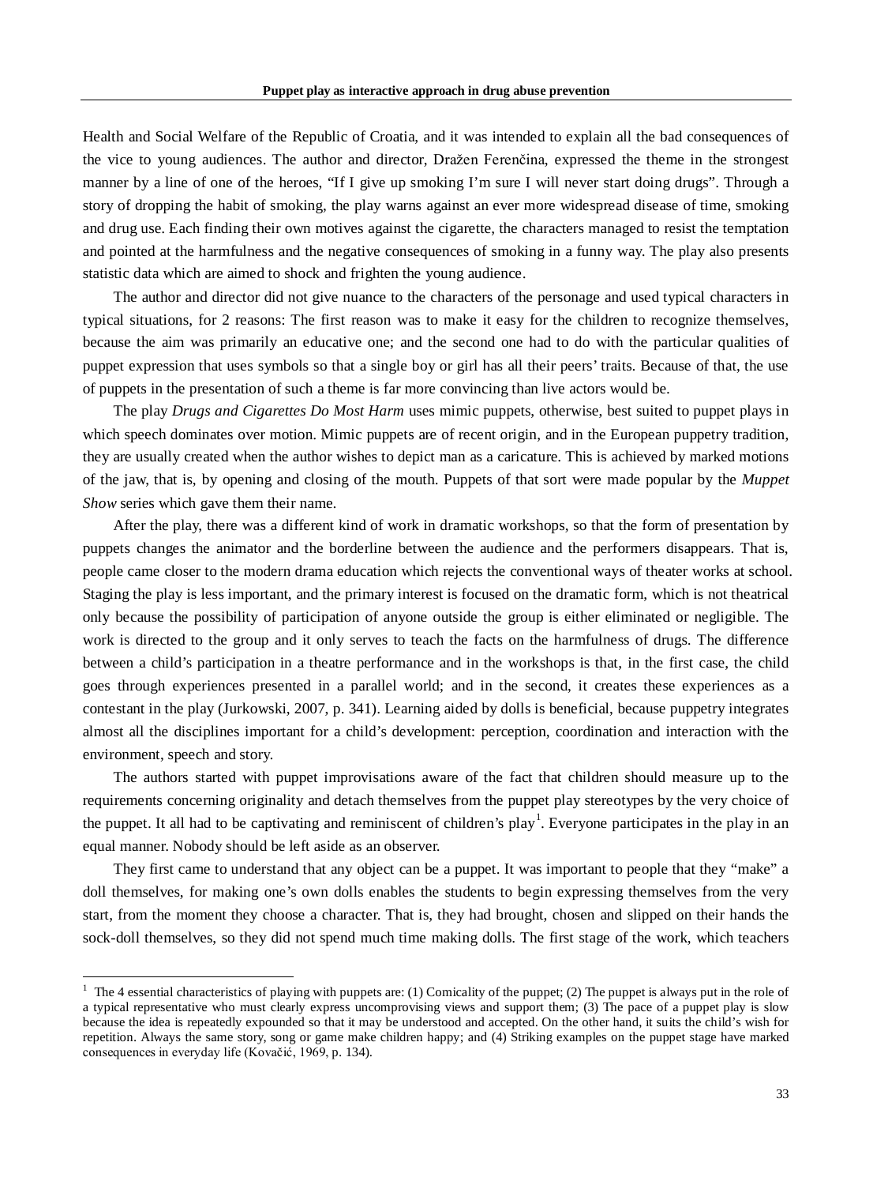Health and Social Welfare of the Republic of Croatia, and it was intended to explain all the bad consequences of the vice to young audiences. The author and director, Dražen Ferenčina, expressed the theme in the strongest manner by a line of one of the heroes, "If I give up smoking I'm sure I will never start doing drugs". Through a story of dropping the habit of smoking, the play warns against an ever more widespread disease of time, smoking and drug use. Each finding their own motives against the cigarette, the characters managed to resist the temptation and pointed at the harmfulness and the negative consequences of smoking in a funny way. The play also presents statistic data which are aimed to shock and frighten the young audience.

The author and director did not give nuance to the characters of the personage and used typical characters in typical situations, for 2 reasons: The first reason was to make it easy for the children to recognize themselves, because the aim was primarily an educative one; and the second one had to do with the particular qualities of puppet expression that uses symbols so that a single boy or girl has all their peers' traits. Because of that, the use of puppets in the presentation of such a theme is far more convincing than live actors would be.

The play *Drugs and Cigarettes Do Most Harm* uses mimic puppets, otherwise, best suited to puppet plays in which speech dominates over motion. Mimic puppets are of recent origin, and in the European puppetry tradition, they are usually created when the author wishes to depict man as a caricature. This is achieved by marked motions of the jaw, that is, by opening and closing of the mouth. Puppets of that sort were made popular by the *Muppet Show* series which gave them their name.

After the play, there was a different kind of work in dramatic workshops, so that the form of presentation by puppets changes the animator and the borderline between the audience and the performers disappears. That is, people came closer to the modern drama education which rejects the conventional ways of theater works at school. Staging the play is less important, and the primary interest is focused on the dramatic form, which is not theatrical only because the possibility of participation of anyone outside the group is either eliminated or negligible. The work is directed to the group and it only serves to teach the facts on the harmfulness of drugs. The difference between a child's participation in a theatre performance and in the workshops is that, in the first case, the child goes through experiences presented in a parallel world; and in the second, it creates these experiences as a contestant in the play (Jurkowski, 2007, p. 341). Learning aided by dolls is beneficial, because puppetry integrates almost all the disciplines important for a child's development: perception, coordination and interaction with the environment, speech and story.

The authors started with puppet improvisations aware of the fact that children should measure up to the requirements concerning originality and detach themselves from the puppet play stereotypes by the very choice of the puppet. It all had to be captivating and reminiscent of children's play[1]. Everyone participates in the play in an equal manner. Nobody should be left aside as an observer.

They first came to understand that any object can be a puppet. It was important to people that they "make" a doll themselves, for making one's own dolls enables the students to begin expressing themselves from the very start, from the moment they choose a character. That is, they had brought, chosen and slipped on their hands the sock-doll themselves, so they did not spend much time making dolls. The first stage of the work, which teachers

---

[1] The 4 essential characteristics of playing with puppets are: (1) Comicality of the puppet; (2) The puppet is always put in the role of a typical representative who must clearly express uncomprovising views and support them; (3) The pace of a puppet play is slow because the idea is repeatedly expounded so that it may be understood and accepted. On the other hand, it suits the child's wish for repetition. Always the same story, song or game make children happy; and (4) Striking examples on the puppet stage have marked consequences in everyday life (Kovačić, 1969, p. 134).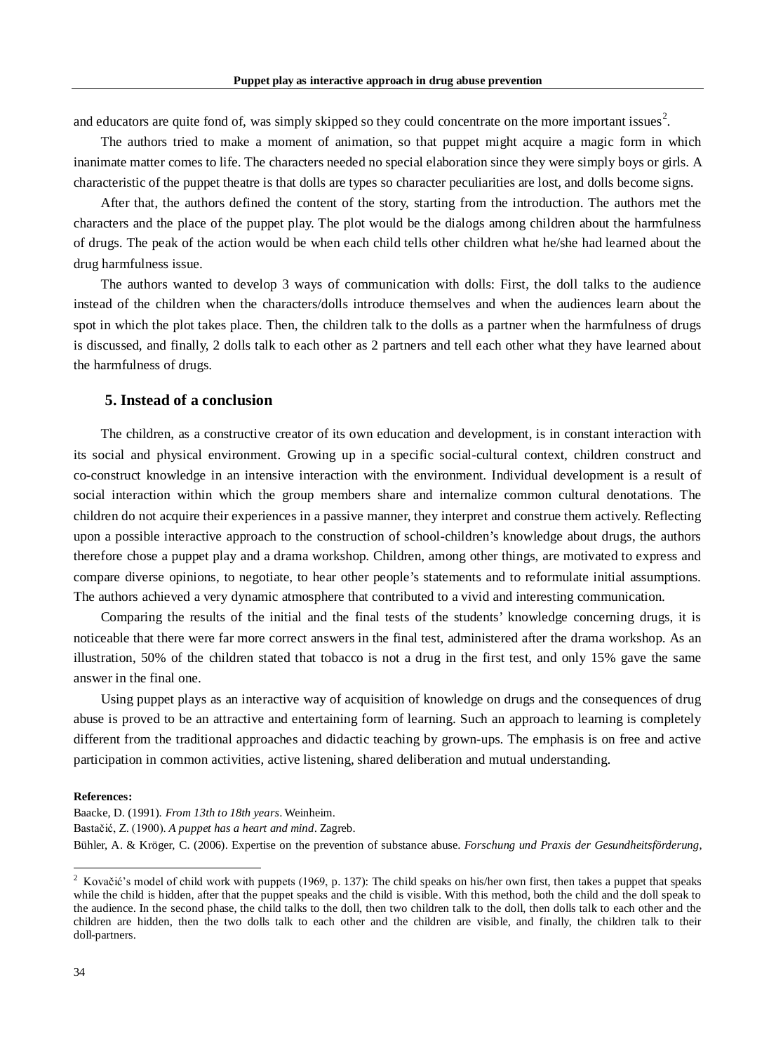and educators are quite fond of, was simply skipped so they could concentrate on the more important issues[2].

The authors tried to make a moment of animation, so that puppet might acquire a magic form in which inanimate matter comes to life. The characters needed no special elaboration since they were simply boys or girls. A characteristic of the puppet theatre is that dolls are types so character peculiarities are lost, and dolls become signs.

After that, the authors defined the content of the story, starting from the introduction. The authors met the characters and the place of the puppet play. The plot would be the dialogs among children about the harmfulness of drugs. The peak of the action would be when each child tells other children what he/she had learned about the drug harmfulness issue.

The authors wanted to develop 3 ways of communication with dolls: First, the doll talks to the audience instead of the children when the characters/dolls introduce themselves and when the audiences learn about the spot in which the plot takes place. Then, the children talk to the dolls as a partner when the harmfulness of drugs is discussed, and finally, 2 dolls talk to each other as 2 partners and tell each other what they have learned about the harmfulness of drugs.

## 5. Instead of a conclusion

The children, as a constructive creator of its own education and development, is in constant interaction with its social and physical environment. Growing up in a specific social-cultural context, children construct and co-construct knowledge in an intensive interaction with the environment. Individual development is a result of social interaction within which the group members share and internalize common cultural denotations. The children do not acquire their experiences in a passive manner, they interpret and construe them actively. Reflecting upon a possible interactive approach to the construction of school-children's knowledge about drugs, the authors therefore chose a puppet play and a drama workshop. Children, among other things, are motivated to express and compare diverse opinions, to negotiate, to hear other people's statements and to reformulate initial assumptions. The authors achieved a very dynamic atmosphere that contributed to a vivid and interesting communication.

Comparing the results of the initial and the final tests of the students' knowledge concerning drugs, it is noticeable that there were far more correct answers in the final test, administered after the drama workshop. As an illustration, 50% of the children stated that tobacco is not a drug in the first test, and only 15% gave the same answer in the final one.

Using puppet plays as an interactive way of acquisition of knowledge on drugs and the consequences of drug abuse is proved to be an attractive and entertaining form of learning. Such an approach to learning is completely different from the traditional approaches and didactic teaching by grown-ups. The emphasis is on free and active participation in common activities, active listening, shared deliberation and mutual understanding.

**References:**

Baacke, D. (1991). *From 13th to 18th years*. Weinheim.

Bastačić, Z. (1900). *A puppet has a heart and mind*. Zagreb.

Bühler, A. & Kröger, C. (2006). Expertise on the prevention of substance abuse. *Forschung und Praxis der Gesundheitsförderung,*

---

[2] Kovačić's model of child work with puppets (1969, p. 137): The child speaks on his/her own first, then takes a puppet that speaks while the child is hidden, after that the puppet speaks and the child is visible. With this method, both the child and the doll speak to the audience. In the second phase, the child talks to the doll, then two children talk to the doll, then dolls talk to each other and the children are hidden, then the two dolls talk to each other and the children are visible, and finally, the children talk to their doll-partners.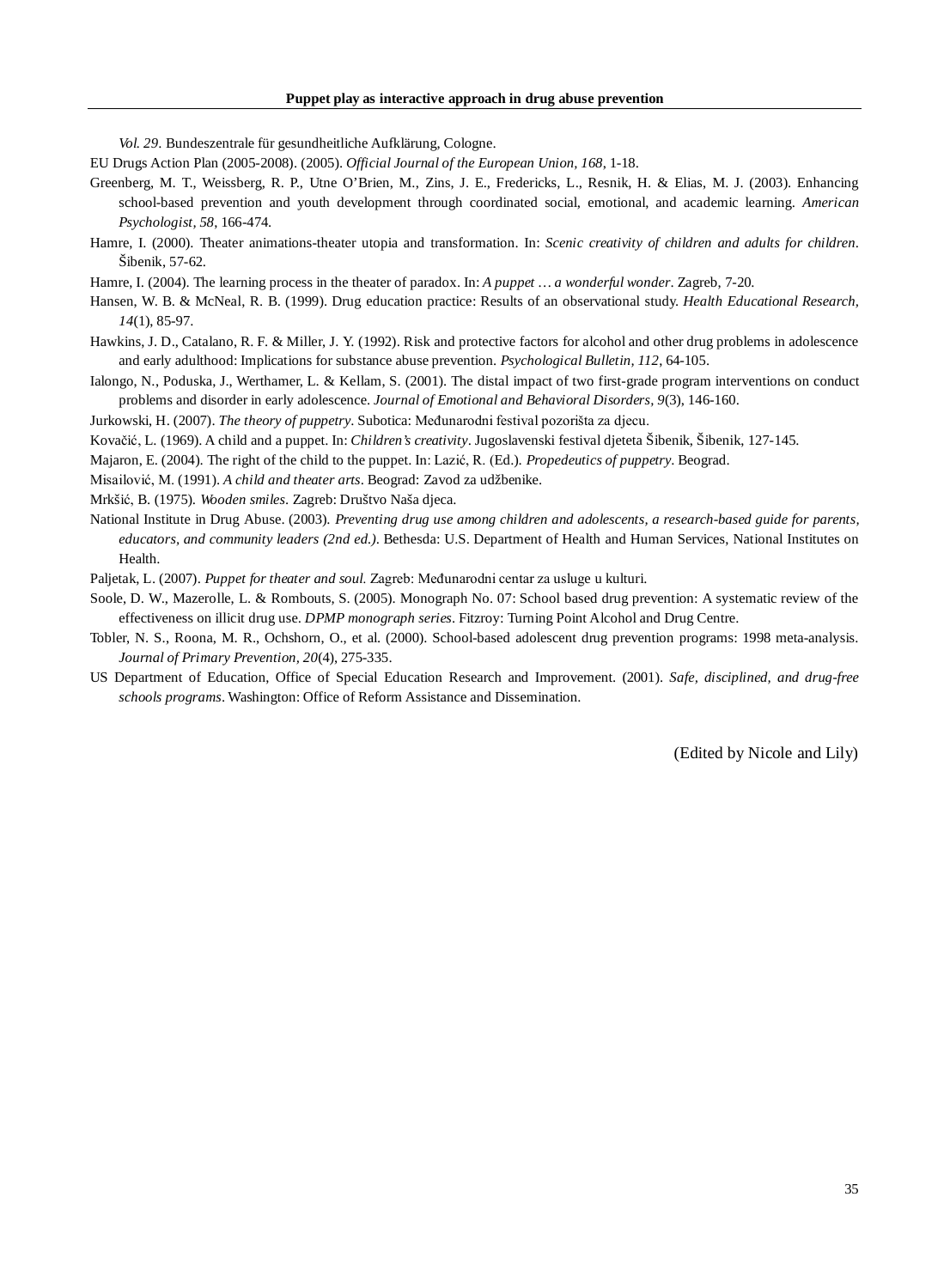*Vol. 29*. Bundeszentrale für gesundheitliche Aufklärung, Cologne.

EU Drugs Action Plan (2005-2008). (2005). *Official Journal of the European Union, 168*, 1-18.

Greenberg, M. T., Weissberg, R. P., Utne O'Brien, M., Zins, J. E., Fredericks, L., Resnik, H. & Elias, M. J. (2003). Enhancing school-based prevention and youth development through coordinated social, emotional, and academic learning. *American Psychologist, 58*, 166-474.

Hamre, I. (2000). Theater animations-theater utopia and transformation. In: *Scenic creativity of children and adults for children*. Šibenik, 57-62.

Hamre, I. (2004). The learning process in the theater of paradox. In: *A puppet … a wonderful wonder*. Zagreb, 7-20.

Hansen, W. B. & McNeal, R. B. (1999). Drug education practice: Results of an observational study. *Health Educational Research, 14*(1), 85-97.

Hawkins, J. D., Catalano, R. F. & Miller, J. Y. (1992). Risk and protective factors for alcohol and other drug problems in adolescence and early adulthood: Implications for substance abuse prevention. *Psychological Bulletin, 112*, 64-105.

Ialongo, N., Poduska, J., Werthamer, L. & Kellam, S. (2001). The distal impact of two first-grade program interventions on conduct problems and disorder in early adolescence. *Journal of Emotional and Behavioral Disorders, 9*(3), 146-160.

Jurkowski, H. (2007). *The theory of puppetry*. Subotica: Međunarodni festival pozorišta za djecu.

Kovačić, L. (1969). A child and a puppet. In: *Children's creativity*. Jugoslavenski festival djeteta Šibenik, Šibenik, 127-145.

Majaron, E. (2004). The right of the child to the puppet. In: Lazić, R. (Ed.). *Propedeutics of puppetry*. Beograd.

Misailović, M. (1991). *A child and theater arts*. Beograd: Zavod za udžbenike.

Mrkšić, B. (1975). *Wooden smiles*. Zagreb: Društvo Naša djeca.

National Institute in Drug Abuse. (2003). *Preventing drug use among children and adolescents, a research-based guide for parents, educators, and community leaders (2nd ed.)*. Bethesda: U.S. Department of Health and Human Services, National Institutes on Health.

Paljetak, L. (2007). *Puppet for theater and soul*. Zagreb: Međunarodni centar za usluge u kulturi.

Soole, D. W., Mazerolle, L. & Rombouts, S. (2005). Monograph No. 07: School based drug prevention: A systematic review of the effectiveness on illicit drug use. *DPMP monograph series*. Fitzroy: Turning Point Alcohol and Drug Centre.

Tobler, N. S., Roona, M. R., Ochshorn, O., et al. (2000). School-based adolescent drug prevention programs: 1998 meta-analysis. *Journal of Primary Prevention, 20*(4), 275-335.

US Department of Education, Office of Special Education Research and Improvement. (2001). *Safe, disciplined, and drug-free schools programs*. Washington: Office of Reform Assistance and Dissemination.

(Edited by Nicole and Lily)